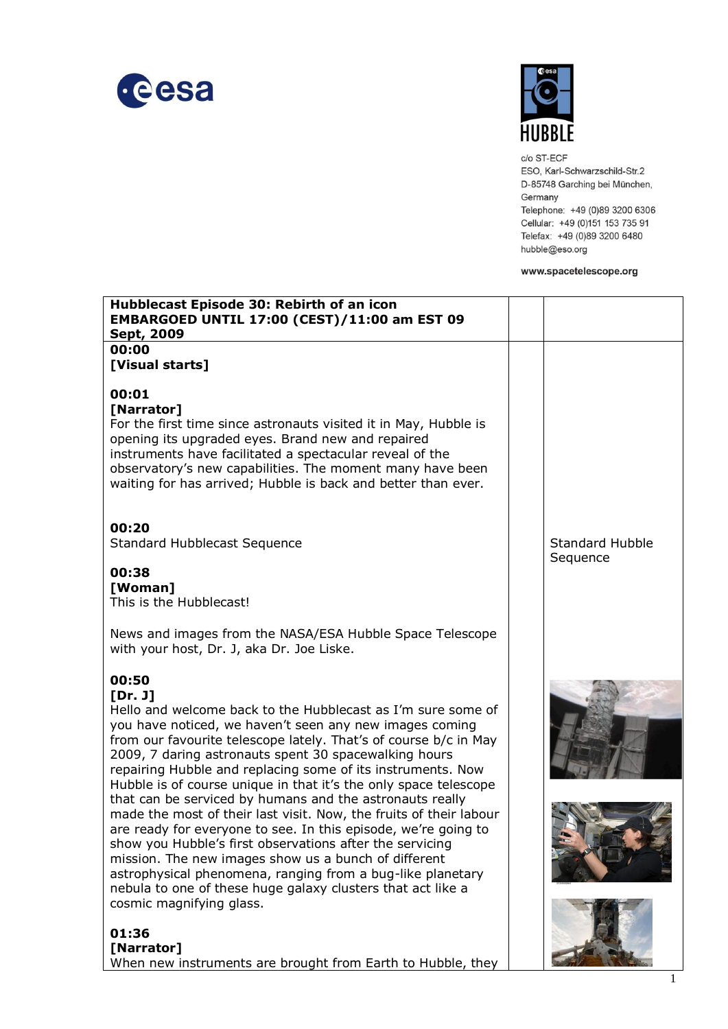esa

HUBBLE

c/o ST-ECF
ESO, Karl-Schwarzschild-Str.2
D-85748 Garching bei München,
Germany
Telephone: +49 (0)89 3200 6306
Cellular: +49 (0)151 153 735 91
Telefax: +49 (0)89 3200 6480
hubble@eso.org

www.spacetelescope.org

**Hubblecast Episode 30: Rebirth of an icon**
**EMBARGOED UNTIL 17:00 (CEST)/11:00 am EST 09 Sept, 2009**

**00:00**
**[Visual starts]**

**00:01**
**[Narrator]**
For the first time since astronauts visited it in May, Hubble is opening its upgraded eyes. Brand new and repaired instruments have facilitated a spectacular reveal of the observatory's new capabilities. The moment many have been waiting for has arrived; Hubble is back and better than ever.

**00:20**
Standard Hubblecast Sequence

Standard Hubble Sequence

**00:38**
**[Woman]**
This is the Hubblecast!

News and images from the NASA/ESA Hubble Space Telescope with your host, Dr. J, aka Dr. Joe Liske.

**00:50**
**[Dr. J]**
Hello and welcome back to the Hubblecast as I'm sure some of you have noticed, we haven't seen any new images coming from our favourite telescope lately. That's of course b/c in May 2009, 7 daring astronauts spent 30 spacewalking hours repairing Hubble and replacing some of its instruments. Now Hubble is of course unique in that it's the only space telescope that can be serviced by humans and the astronauts really made the most of their last visit. Now, the fruits of their labour are ready for everyone to see. In this episode, we're going to show you Hubble's first observations after the servicing mission. The new images show us a bunch of different astrophysical phenomena, ranging from a bug-like planetary nebula to one of these huge galaxy clusters that act like a cosmic magnifying glass.

**01:36**
**[Narrator]**
When new instruments are brought from Earth to Hubble, they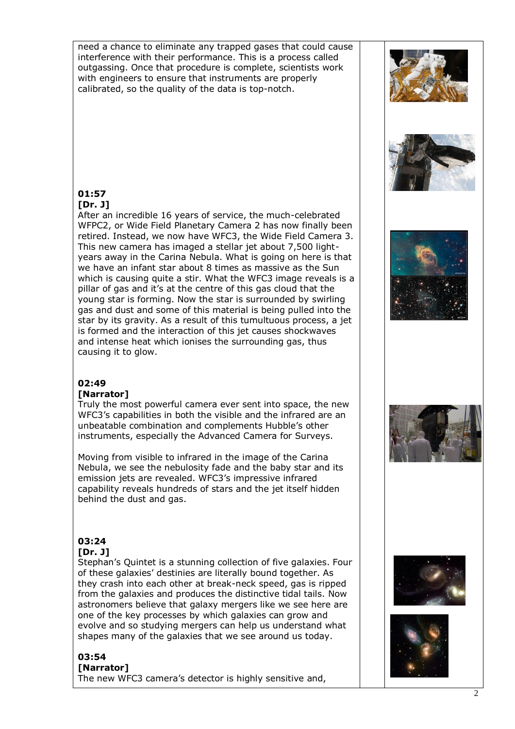need a chance to eliminate any trapped gases that could cause interference with their performance. This is a process called outgassing. Once that procedure is complete, scientists work with engineers to ensure that instruments are properly calibrated, so the quality of the data is top-notch.

**01:57**
**[Dr. J]**
After an incredible 16 years of service, the much-celebrated WFPC2, or Wide Field Planetary Camera 2 has now finally been retired. Instead, we now have WFC3, the Wide Field Camera 3. This new camera has imaged a stellar jet about 7,500 light-years away in the Carina Nebula. What is going on here is that we have an infant star about 8 times as massive as the Sun which is causing quite a stir. What the WFC3 image reveals is a pillar of gas and it's at the centre of this gas cloud that the young star is forming. Now the star is surrounded by swirling gas and dust and some of this material is being pulled into the star by its gravity. As a result of this tumultuous process, a jet is formed and the interaction of this jet causes shockwaves and intense heat which ionises the surrounding gas, thus causing it to glow.

**02:49**
**[Narrator]**
Truly the most powerful camera ever sent into space, the new WFC3's capabilities in both the visible and the infrared are an unbeatable combination and complements Hubble's other instruments, especially the Advanced Camera for Surveys.

Moving from visible to infrared in the image of the Carina Nebula, we see the nebulosity fade and the baby star and its emission jets are revealed. WFC3's impressive infrared capability reveals hundreds of stars and the jet itself hidden behind the dust and gas.

**03:24**
**[Dr. J]**
Stephan's Quintet is a stunning collection of five galaxies. Four of these galaxies' destinies are literally bound together. As they crash into each other at break-neck speed, gas is ripped from the galaxies and produces the distinctive tidal tails. Now astronomers believe that galaxy mergers like we see here are one of the key processes by which galaxies can grow and evolve and so studying mergers can help us understand what shapes many of the galaxies that we see around us today.

**03:54**
**[Narrator]**
The new WFC3 camera's detector is highly sensitive and,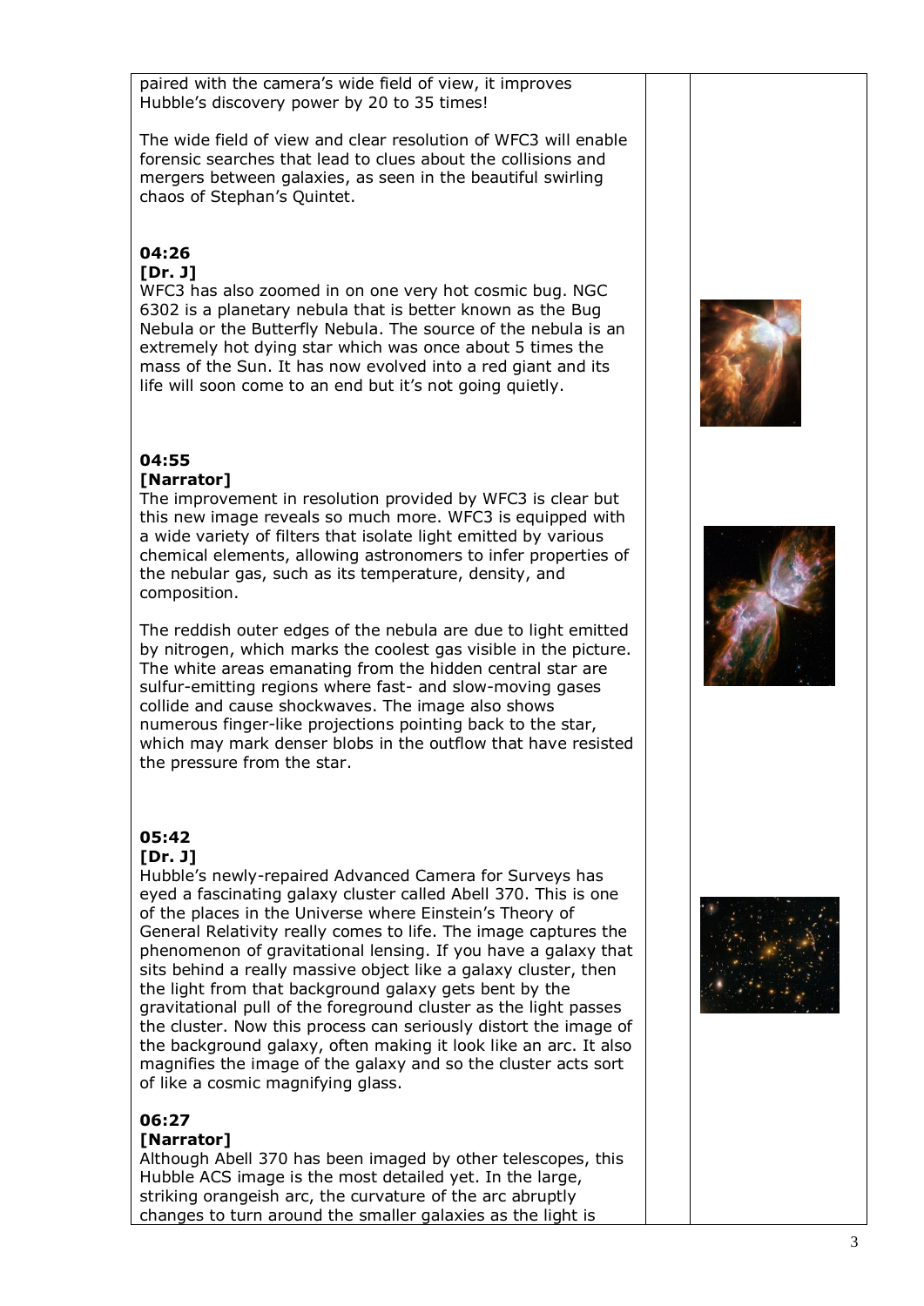paired with the camera's wide field of view, it improves Hubble's discovery power by 20 to 35 times!

The wide field of view and clear resolution of WFC3 will enable forensic searches that lead to clues about the collisions and mergers between galaxies, as seen in the beautiful swirling chaos of Stephan's Quintet.

**04:26**
**[Dr. J]**
WFC3 has also zoomed in on one very hot cosmic bug. NGC 6302 is a planetary nebula that is better known as the Bug Nebula or the Butterfly Nebula. The source of the nebula is an extremely hot dying star which was once about 5 times the mass of the Sun. It has now evolved into a red giant and its life will soon come to an end but it's not going quietly.

**04:55**
**[Narrator]**
The improvement in resolution provided by WFC3 is clear but this new image reveals so much more. WFC3 is equipped with a wide variety of filters that isolate light emitted by various chemical elements, allowing astronomers to infer properties of the nebular gas, such as its temperature, density, and composition.

The reddish outer edges of the nebula are due to light emitted by nitrogen, which marks the coolest gas visible in the picture. The white areas emanating from the hidden central star are sulfur-emitting regions where fast- and slow-moving gases collide and cause shockwaves. The image also shows numerous finger-like projections pointing back to the star, which may mark denser blobs in the outflow that have resisted the pressure from the star.

**05:42**
**[Dr. J]**
Hubble's newly-repaired Advanced Camera for Surveys has eyed a fascinating galaxy cluster called Abell 370. This is one of the places in the Universe where Einstein's Theory of General Relativity really comes to life. The image captures the phenomenon of gravitational lensing. If you have a galaxy that sits behind a really massive object like a galaxy cluster, then the light from that background galaxy gets bent by the gravitational pull of the foreground cluster as the light passes the cluster. Now this process can seriously distort the image of the background galaxy, often making it look like an arc. It also magnifies the image of the galaxy and so the cluster acts sort of like a cosmic magnifying glass.

**06:27**
**[Narrator]**
Although Abell 370 has been imaged by other telescopes, this Hubble ACS image is the most detailed yet. In the large, striking orangeish arc, the curvature of the arc abruptly changes to turn around the smaller galaxies as the light is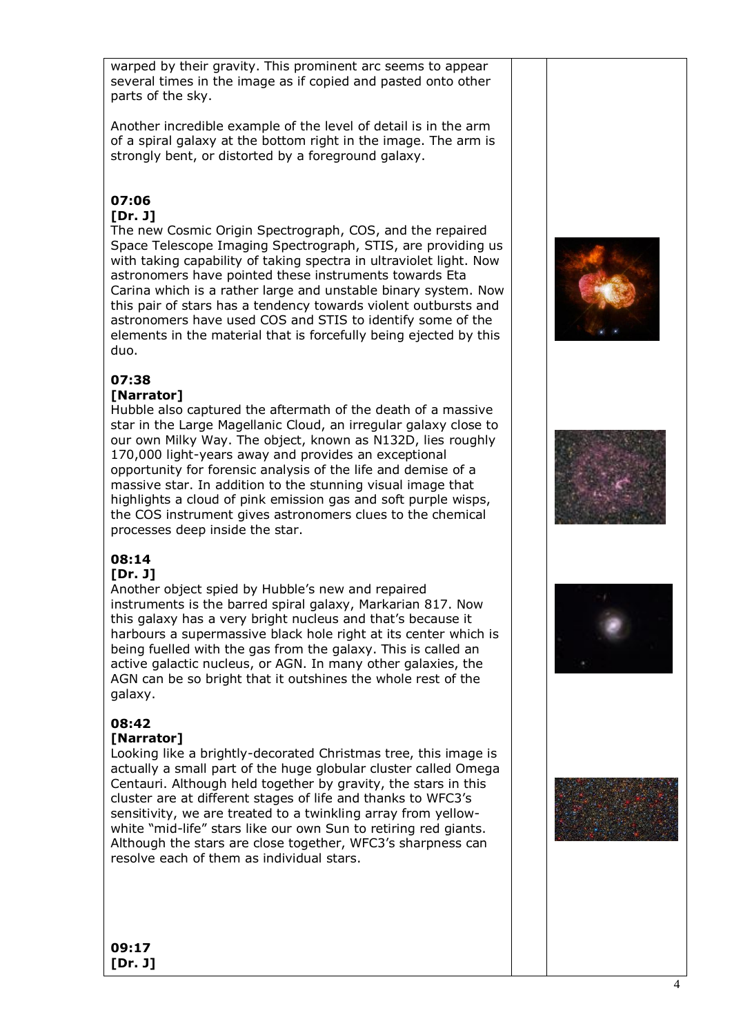warped by their gravity. This prominent arc seems to appear several times in the image as if copied and pasted onto other parts of the sky.

Another incredible example of the level of detail is in the arm of a spiral galaxy at the bottom right in the image. The arm is strongly bent, or distorted by a foreground galaxy.

**07:06**
**[Dr. J]**
The new Cosmic Origin Spectrograph, COS, and the repaired Space Telescope Imaging Spectrograph, STIS, are providing us with taking capability of taking spectra in ultraviolet light. Now astronomers have pointed these instruments towards Eta Carina which is a rather large and unstable binary system. Now this pair of stars has a tendency towards violent outbursts and astronomers have used COS and STIS to identify some of the elements in the material that is forcefully being ejected by this duo.

**07:38**
**[Narrator]**
Hubble also captured the aftermath of the death of a massive star in the Large Magellanic Cloud, an irregular galaxy close to our own Milky Way. The object, known as N132D, lies roughly 170,000 light-years away and provides an exceptional opportunity for forensic analysis of the life and demise of a massive star. In addition to the stunning visual image that highlights a cloud of pink emission gas and soft purple wisps, the COS instrument gives astronomers clues to the chemical processes deep inside the star.

**08:14**
**[Dr. J]**
Another object spied by Hubble's new and repaired instruments is the barred spiral galaxy, Markarian 817. Now this galaxy has a very bright nucleus and that's because it harbours a supermassive black hole right at its center which is being fuelled with the gas from the galaxy. This is called an active galactic nucleus, or AGN. In many other galaxies, the AGN can be so bright that it outshines the whole rest of the galaxy.

**08:42**
**[Narrator]**
Looking like a brightly-decorated Christmas tree, this image is actually a small part of the huge globular cluster called Omega Centauri. Although held together by gravity, the stars in this cluster are at different stages of life and thanks to WFC3's sensitivity, we are treated to a twinkling array from yellow-white "mid-life" stars like our own Sun to retiring red giants. Although the stars are close together, WFC3's sharpness can resolve each of them as individual stars.

**09:17**
**[Dr. J]**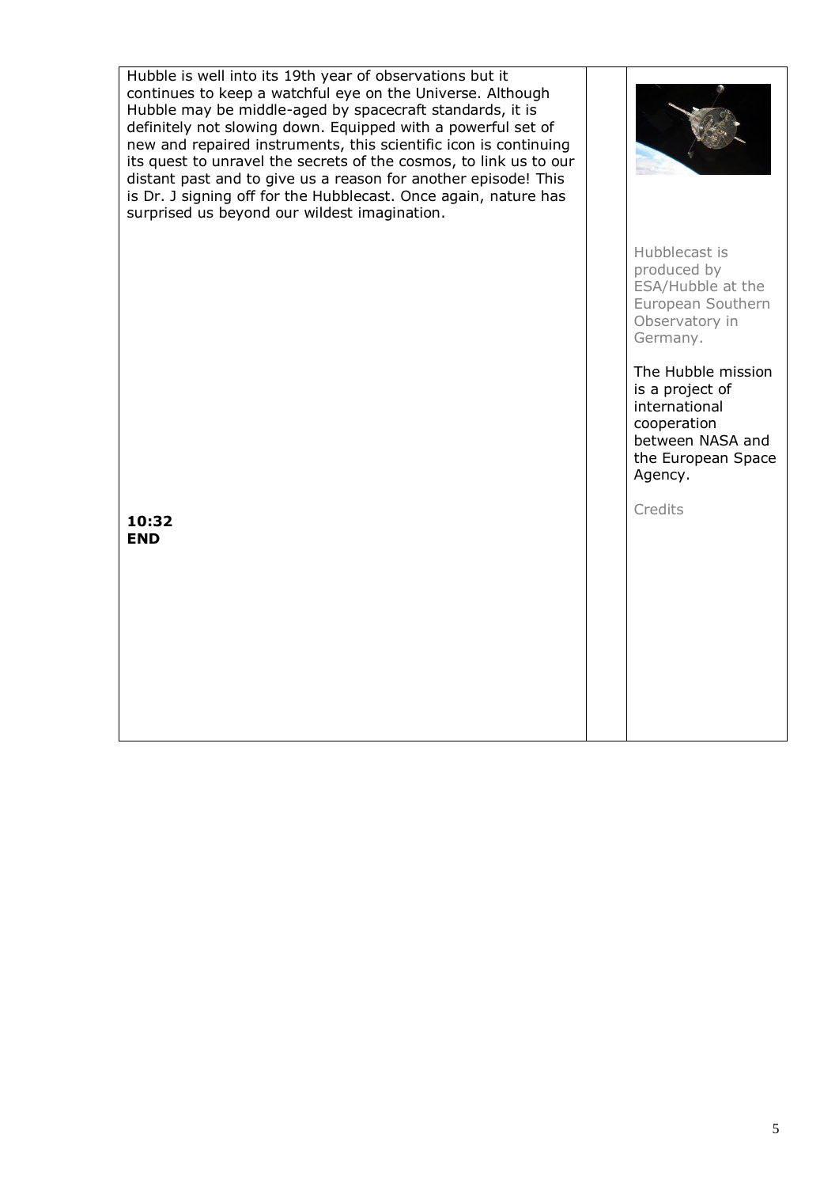| | | |
|---|---|---|
| Hubble is well into its 19th year of observations but it continues to keep a watchful eye on the Universe. Although Hubble may be middle-aged by spacecraft standards, it is definitely not slowing down. Equipped with a powerful set of new and repaired instruments, this scientific icon is continuing its quest to unravel the secrets of the cosmos, to link us to our distant past and to give us a reason for another episode! This is Dr. J signing off for the Hubblecast. Once again, nature has surprised us beyond our wildest imagination.<br><br>**10:32**<br>**END** | | Hubblecast is produced by ESA/Hubble at the European Southern Observatory in Germany.<br><br>The Hubble mission is a project of international cooperation between NASA and the European Space Agency.<br><br>Credits |